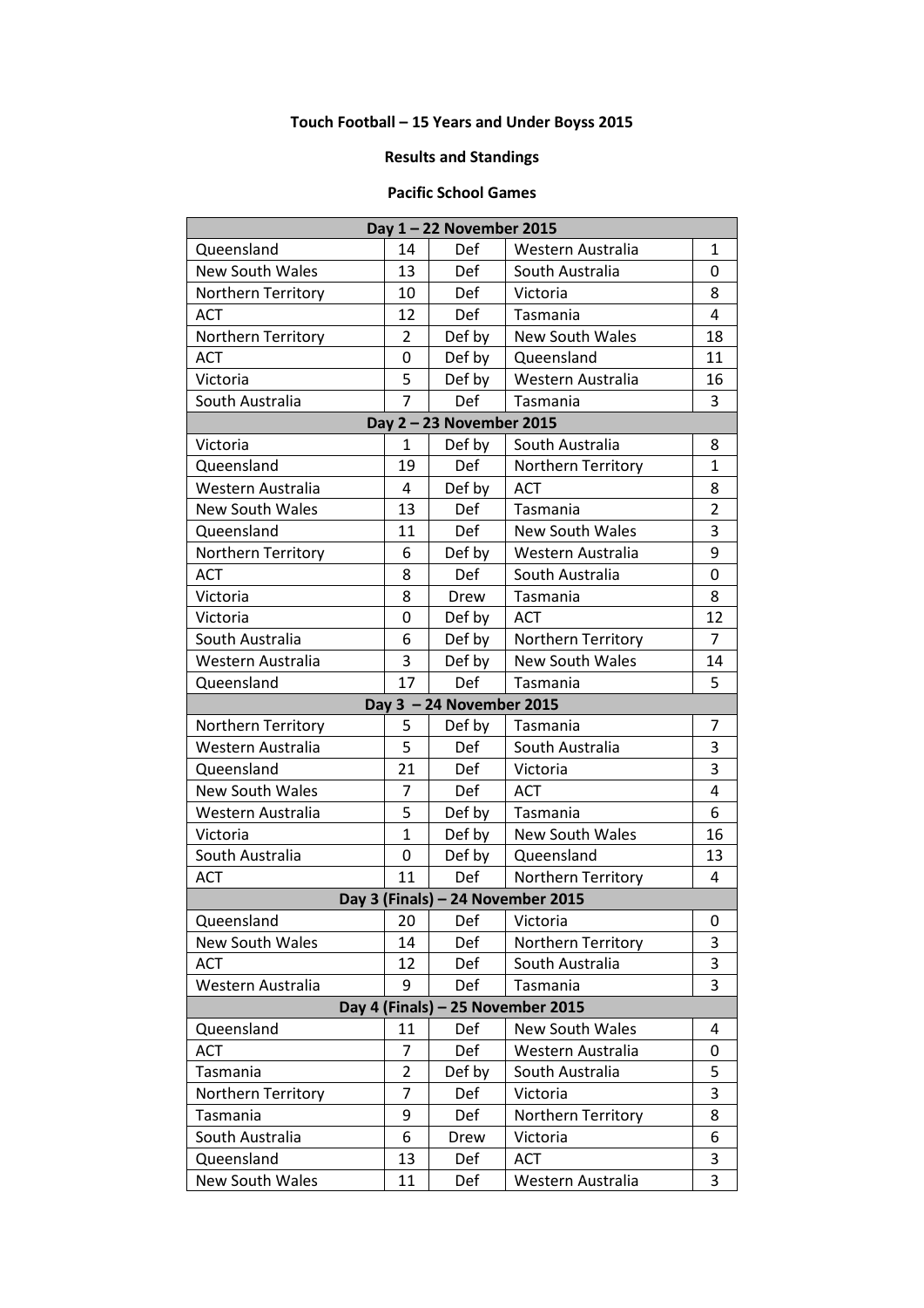**Touch Football – 15 Years and Under Boyss 2015**

**Results and Standings**

**Pacific School Games**

| Day 1 – 22 November 2015 | | | | |
|---|---|---|---|---|
| Queensland | 14 | Def | Western Australia | 1 |
| New South Wales | 13 | Def | South Australia | 0 |
| Northern Territory | 10 | Def | Victoria | 8 |
| ACT | 12 | Def | Tasmania | 4 |
| Northern Territory | 2 | Def by | New South Wales | 18 |
| ACT | 0 | Def by | Queensland | 11 |
| Victoria | 5 | Def by | Western Australia | 16 |
| South Australia | 7 | Def | Tasmania | 3 |
| **Day 2 – 23 November 2015** | | | | |
| Victoria | 1 | Def by | South Australia | 8 |
| Queensland | 19 | Def | Northern Territory | 1 |
| Western Australia | 4 | Def by | ACT | 8 |
| New South Wales | 13 | Def | Tasmania | 2 |
| Queensland | 11 | Def | New South Wales | 3 |
| Northern Territory | 6 | Def by | Western Australia | 9 |
| ACT | 8 | Def | South Australia | 0 |
| Victoria | 8 | Drew | Tasmania | 8 |
| Victoria | 0 | Def by | ACT | 12 |
| South Australia | 6 | Def by | Northern Territory | 7 |
| Western Australia | 3 | Def by | New South Wales | 14 |
| Queensland | 17 | Def | Tasmania | 5 |
| **Day 3 – 24 November 2015** | | | | |
| Northern Territory | 5 | Def by | Tasmania | 7 |
| Western Australia | 5 | Def | South Australia | 3 |
| Queensland | 21 | Def | Victoria | 3 |
| New South Wales | 7 | Def | ACT | 4 |
| Western Australia | 5 | Def by | Tasmania | 6 |
| Victoria | 1 | Def by | New South Wales | 16 |
| South Australia | 0 | Def by | Queensland | 13 |
| ACT | 11 | Def | Northern Territory | 4 |
| **Day 3 (Finals) – 24 November 2015** | | | | |
| Queensland | 20 | Def | Victoria | 0 |
| New South Wales | 14 | Def | Northern Territory | 3 |
| ACT | 12 | Def | South Australia | 3 |
| Western Australia | 9 | Def | Tasmania | 3 |
| **Day 4 (Finals) – 25 November 2015** | | | | |
| Queensland | 11 | Def | New South Wales | 4 |
| ACT | 7 | Def | Western Australia | 0 |
| Tasmania | 2 | Def by | South Australia | 5 |
| Northern Territory | 7 | Def | Victoria | 3 |
| Tasmania | 9 | Def | Northern Territory | 8 |
| South Australia | 6 | Drew | Victoria | 6 |
| Queensland | 13 | Def | ACT | 3 |
| New South Wales | 11 | Def | Western Australia | 3 |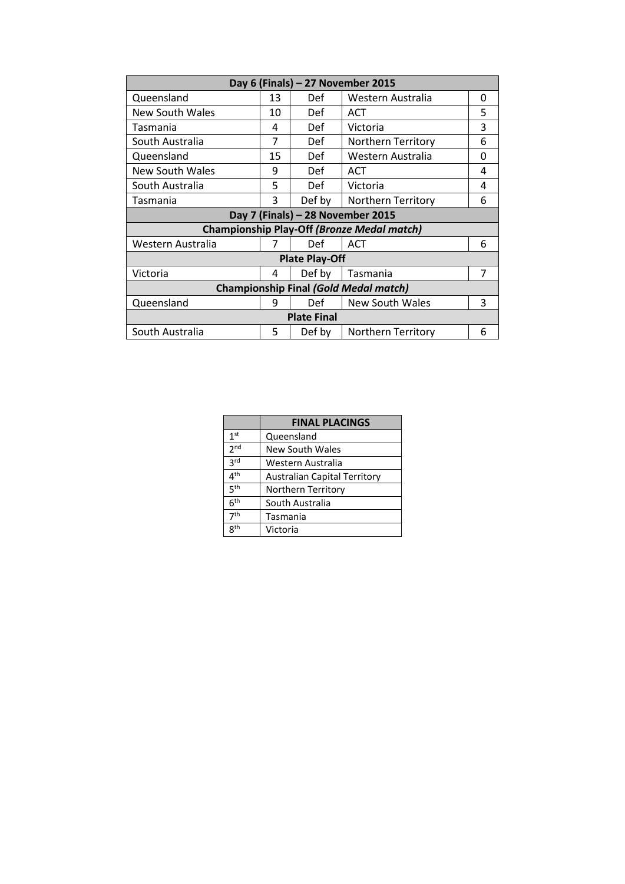| Day 6 (Finals) – 27 November 2015 | | | | |
|---|---|---|---|---|
| Queensland | 13 | Def | Western Australia | 0 |
| New South Wales | 10 | Def | ACT | 5 |
| Tasmania | 4 | Def | Victoria | 3 |
| South Australia | 7 | Def | Northern Territory | 6 |
| Queensland | 15 | Def | Western Australia | 0 |
| New South Wales | 9 | Def | ACT | 4 |
| South Australia | 5 | Def | Victoria | 4 |
| Tasmania | 3 | Def by | Northern Territory | 6 |
| **Day 7 (Finals) – 28 November 2015** | | | | |
| **Championship Play-Off *(Bronze Medal match)*** | | | | |
| Western Australia | 7 | Def | ACT | 6 |
| **Plate Play-Off** | | | | |
| Victoria | 4 | Def by | Tasmania | 7 |
| **Championship Final *(Gold Medal match)*** | | | | |
| Queensland | 9 | Def | New South Wales | 3 |
| **Plate Final** | | | | |
| South Australia | 5 | Def by | Northern Territory | 6 |

| | FINAL PLACINGS |
|---|---|
| 1st | Queensland |
| 2nd | New South Wales |
| 3rd | Western Australia |
| 4th | Australian Capital Territory |
| 5th | Northern Territory |
| 6th | South Australia |
| 7th | Tasmania |
| 8th | Victoria |